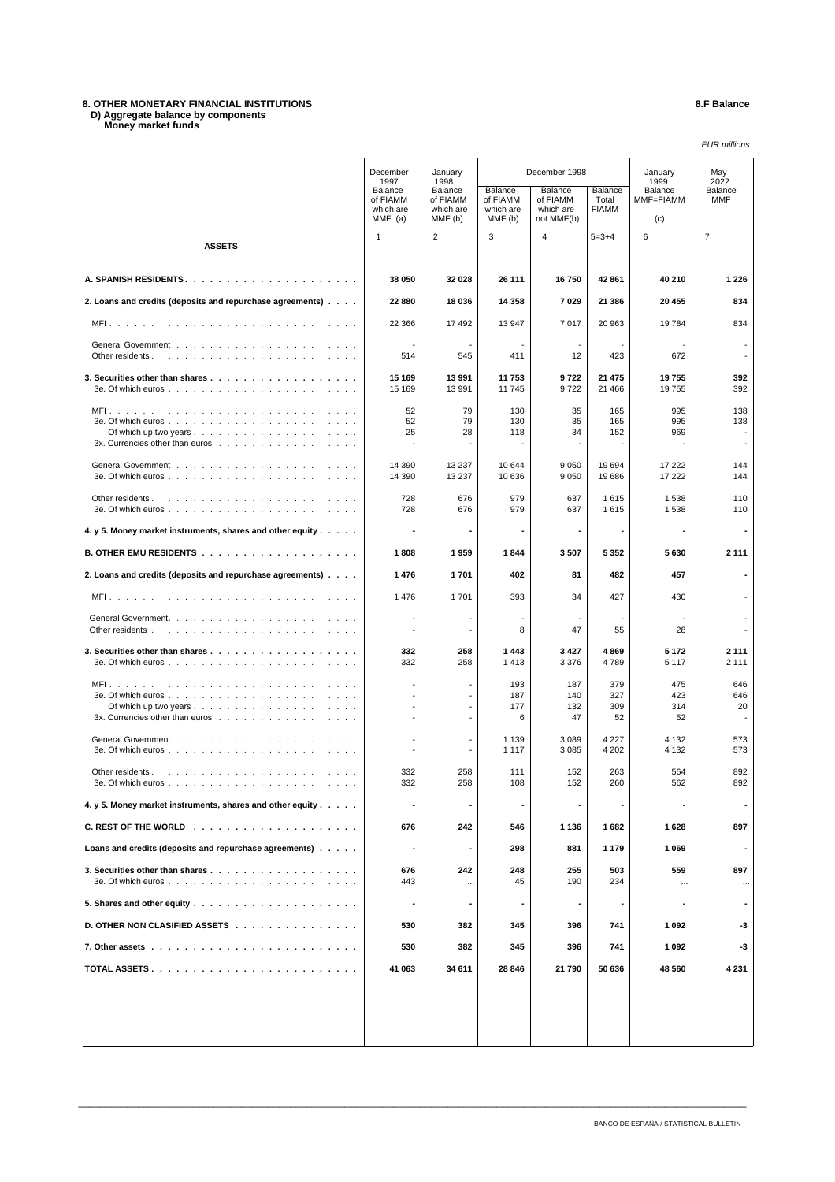# 8. OTHER MONETARY FINANCIAL INSTITUTIONS

**8.F Balance**

## D) Aggregate balance by components

### Money market funds

*EUR millions*

| ASSETS | December 1997 Balance of FIAMM which are MMF (a) | January 1998 Balance of FIAMM which are MMF (b) | December 1998 | | | January 1999 Balance MMF=FIAMM (c) | May 2022 Balance MMF |
|---|---|---|---|---|---|---|---|
| | | | Balance of FIAMM which are MMF (b) | Balance of FIAMM which are not MMF(b) | Balance Total FIAMM | | |
| | 1 | 2 | 3 | 4 | 5=3+4 | 6 | 7 |
| **A. SPANISH RESIDENTS** | **38 050** | **32 028** | **26 111** | **16 750** | **42 861** | **40 210** | **1 226** |
| **2. Loans and credits (deposits and repurchase agreements)** | **22 880** | **18 036** | **14 358** | **7 029** | **21 386** | **20 455** | **834** |
| MFI | 22 366 | 17 492 | 13 947 | 7 017 | 20 963 | 19 784 | 834 |
| General Government | - | - | - | - | - | - | - |
| Other residents | 514 | 545 | 411 | 12 | 423 | 672 | - |
| **3. Securities other than shares** | **15 169** | **13 991** | **11 753** | **9 722** | **21 475** | **19 755** | **392** |
| 3e. Of which euros | 15 169 | 13 991 | 11 745 | 9 722 | 21 466 | 19 755 | 392 |
| MFI | 52 | 79 | 130 | 35 | 165 | 995 | 138 |
| 3e. Of which euros | 52 | 79 | 130 | 35 | 165 | 995 | 138 |
| Of which up two years | 25 | 28 | 118 | 34 | 152 | 969 | - |
| 3x. Currencies other than euros | - | - | - | - | - | - | - |
| General Government | 14 390 | 13 237 | 10 644 | 9 050 | 19 694 | 17 222 | 144 |
| 3e. Of which euros | 14 390 | 13 237 | 10 636 | 9 050 | 19 686 | 17 222 | 144 |
| Other residents | 728 | 676 | 979 | 637 | 1 615 | 1 538 | 110 |
| 3e. Of which euros | 728 | 676 | 979 | 637 | 1 615 | 1 538 | 110 |
| **4. y 5. Money market instruments, shares and other equity** | **-** | **-** | **-** | **-** | **-** | **-** | **-** |
| **B. OTHER EMU RESIDENTS** | **1 808** | **1 959** | **1 844** | **3 507** | **5 352** | **5 630** | **2 111** |
| **2. Loans and credits (deposits and repurchase agreements)** | **1 476** | **1 701** | **402** | **81** | **482** | **457** | **-** |
| MFI | 1 476 | 1 701 | 393 | 34 | 427 | 430 | - |
| General Government. | - | - | - | - | - | - | - |
| Other residents | - | - | 8 | 47 | 55 | 28 | - |
| **3. Securities other than shares** | **332** | **258** | **1 443** | **3 427** | **4 869** | **5 172** | **2 111** |
| 3e. Of which euros | 332 | 258 | 1 413 | 3 376 | 4 789 | 5 117 | 2 111 |
| MFI | - | - | 193 | 187 | 379 | 475 | 646 |
| 3e. Of which euros | - | - | 187 | 140 | 327 | 423 | 646 |
| Of which up two years | - | - | 177 | 132 | 309 | 314 | 20 |
| 3x. Currencies other than euros | - | - | 6 | 47 | 52 | 52 | - |
| General Government | - | - | 1 139 | 3 089 | 4 227 | 4 132 | 573 |
| 3e. Of which euros | - | - | 1 117 | 3 085 | 4 202 | 4 132 | 573 |
| Other residents | 332 | 258 | 111 | 152 | 263 | 564 | 892 |
| 3e. Of which euros | 332 | 258 | 108 | 152 | 260 | 562 | 892 |
| **4. y 5. Money market instruments, shares and other equity** | **-** | **-** | **-** | **-** | **-** | **-** | **-** |
| **C. REST OF THE WORLD** | **676** | **242** | **546** | **1 136** | **1 682** | **1 628** | **897** |
| **Loans and credits (deposits and repurchase agreements)** | **-** | **-** | **298** | **881** | **1 179** | **1 069** | **-** |
| **3. Securities other than shares** | **676** | **242** | **248** | **255** | **503** | **559** | **897** |
| 3e. Of which euros | 443 | ... | 45 | 190 | 234 | ... | ... |
| **5. Shares and other equity** | **-** | **-** | **-** | **-** | **-** | **-** | **-** |
| **D. OTHER NON CLASIFIED ASSETS** | **530** | **382** | **345** | **396** | **741** | **1 092** | **-3** |
| **7. Other assets** | **530** | **382** | **345** | **396** | **741** | **1 092** | **-3** |
| **TOTAL ASSETS** | **41 063** | **34 611** | **28 846** | **21 790** | **50 636** | **48 560** | **4 231** |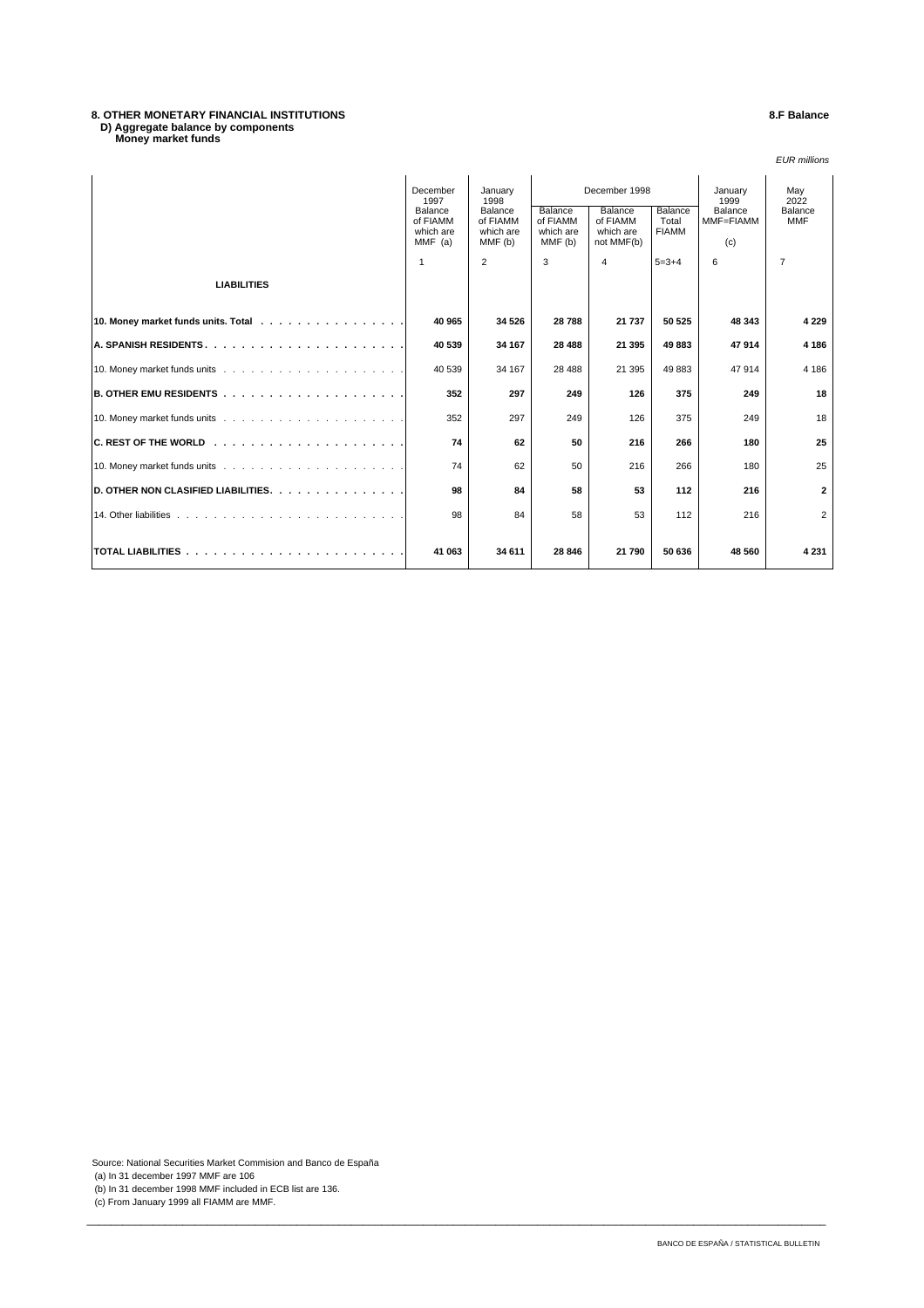**8. OTHER MONETARY FINANCIAL INSTITUTIONS** **8.F Balance**

**D) Aggregate balance by components**

**Money market funds**

*EUR millions*

| | December 1997 Balance of FIAMM which are MMF (a) | January 1998 Balance of FIAMM which are MMF (b) | December 1998 Balance of FIAMM which are MMF (b) | December 1998 Balance of FIAMM which are not MMF(b) | December 1998 Balance Total FIAMM | January 1999 Balance MMF=FIAMM (c) | May 2022 Balance MMF |
|---|---|---|---|---|---|---|---|
| | 1 | 2 | 3 | 4 | 5=3+4 | 6 | 7 |
| **LIABILITIES** | | | | | | | |
| **10. Money market funds units. Total** | **40 965** | **34 526** | **28 788** | **21 737** | **50 525** | **48 343** | **4 229** |
| **A. SPANISH RESIDENTS** | **40 539** | **34 167** | **28 488** | **21 395** | **49 883** | **47 914** | **4 186** |
| 10. Money market funds units | 40 539 | 34 167 | 28 488 | 21 395 | 49 883 | 47 914 | 4 186 |
| **B. OTHER EMU RESIDENTS** | **352** | **297** | **249** | **126** | **375** | **249** | **18** |
| 10. Money market funds units | 352 | 297 | 249 | 126 | 375 | 249 | 18 |
| **C. REST OF THE WORLD** | **74** | **62** | **50** | **216** | **266** | **180** | **25** |
| 10. Money market funds units | 74 | 62 | 50 | 216 | 266 | 180 | 25 |
| **D. OTHER NON CLASIFIED LIABILITIES.** | **98** | **84** | **58** | **53** | **112** | **216** | **2** |
| 14. Other liabilities | 98 | 84 | 58 | 53 | 112 | 216 | 2 |
| **TOTAL LIABILITIES** | **41 063** | **34 611** | **28 846** | **21 790** | **50 636** | **48 560** | **4 231** |

Source: National Securities Market Commision and Banco de España

(a) In 31 december 1997 MMF are 106

(b) In 31 december 1998 MMF included in ECB list are 136.

(c) From January 1999 all FIAMM are MMF.